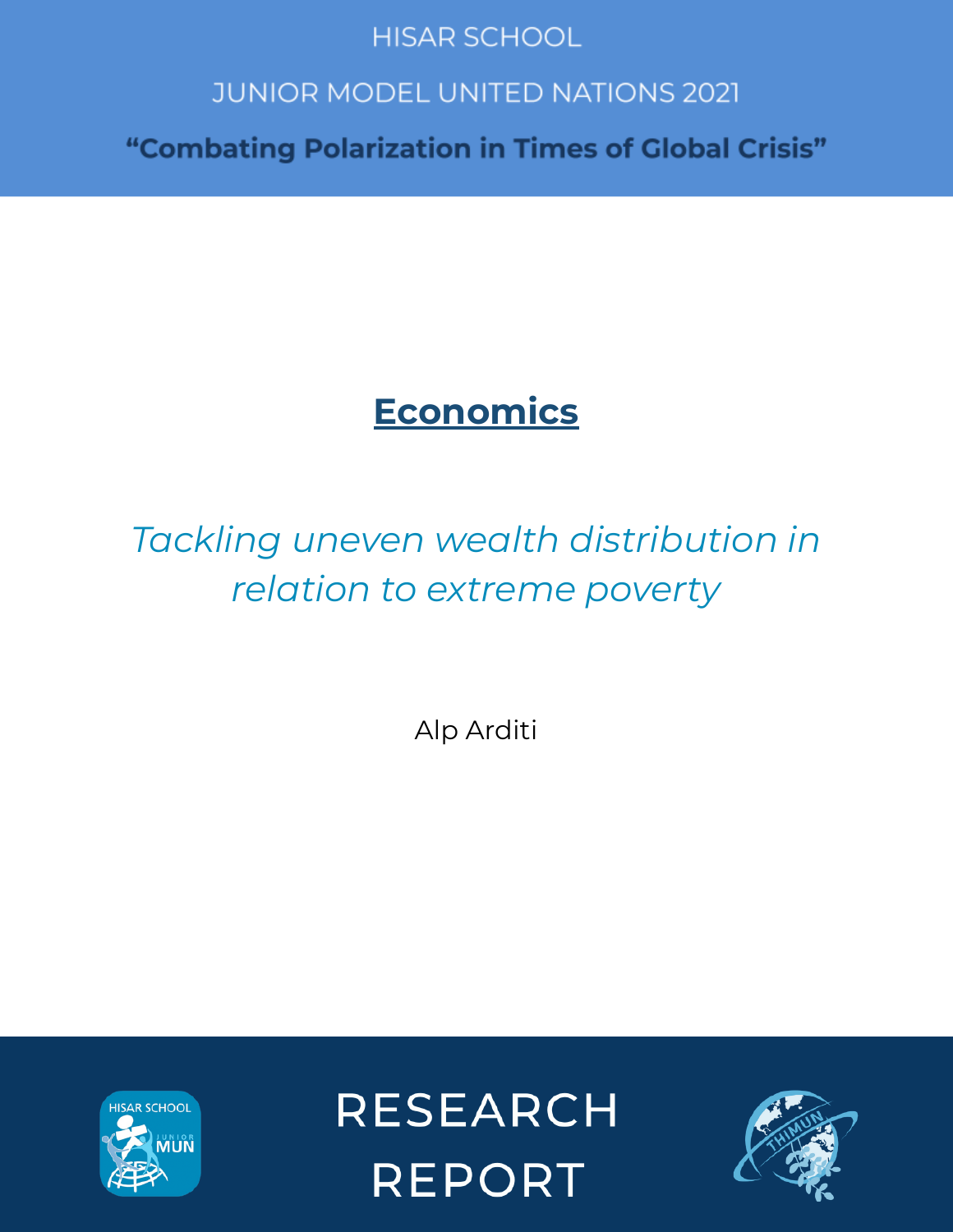HISAR SCHOOL

JUNIOR MODEL UNITED NATIONS 2021

**"Combating Polarization in Times of Global Crisis"**

# Economics

*Tackling uneven wealth distribution in relation to extreme poverty*

Alp Arditi

RESEARCH REPORT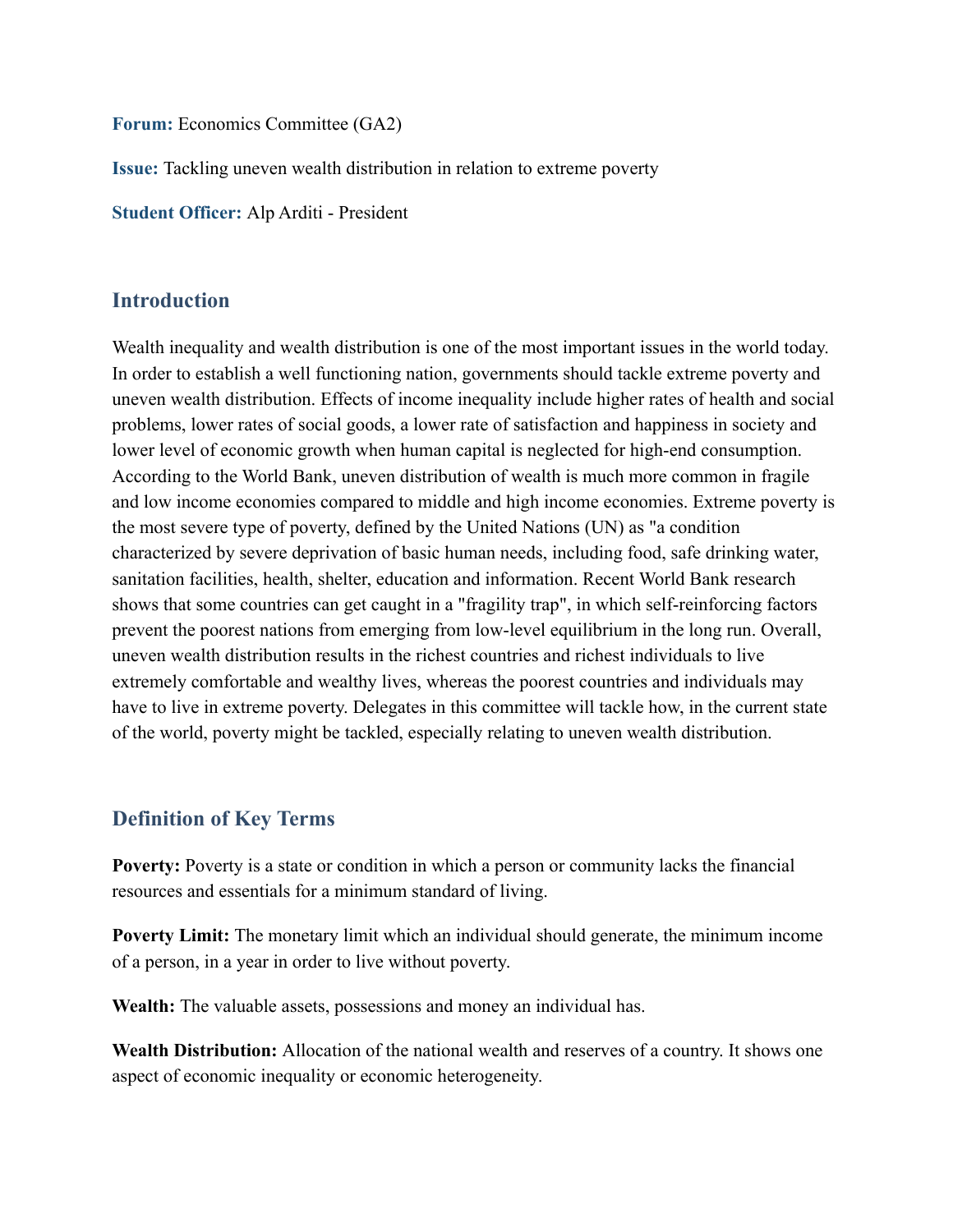**Forum:** Economics Committee (GA2)

**Issue:** Tackling uneven wealth distribution in relation to extreme poverty

**Student Officer:** Alp Arditi - President

## Introduction

Wealth inequality and wealth distribution is one of the most important issues in the world today. In order to establish a well functioning nation, governments should tackle extreme poverty and uneven wealth distribution. Effects of income inequality include higher rates of health and social problems, lower rates of social goods, a lower rate of satisfaction and happiness in society and lower level of economic growth when human capital is neglected for high-end consumption. According to the World Bank, uneven distribution of wealth is much more common in fragile and low income economies compared to middle and high income economies. Extreme poverty is the most severe type of poverty, defined by the United Nations (UN) as "a condition characterized by severe deprivation of basic human needs, including food, safe drinking water, sanitation facilities, health, shelter, education and information. Recent World Bank research shows that some countries can get caught in a "fragility trap", in which self-reinforcing factors prevent the poorest nations from emerging from low-level equilibrium in the long run. Overall, uneven wealth distribution results in the richest countries and richest individuals to live extremely comfortable and wealthy lives, whereas the poorest countries and individuals may have to live in extreme poverty. Delegates in this committee will tackle how, in the current state of the world, poverty might be tackled, especially relating to uneven wealth distribution.

## Definition of Key Terms

**Poverty:** Poverty is a state or condition in which a person or community lacks the financial resources and essentials for a minimum standard of living.

**Poverty Limit:** The monetary limit which an individual should generate, the minimum income of a person, in a year in order to live without poverty.

**Wealth:** The valuable assets, possessions and money an individual has.

**Wealth Distribution:** Allocation of the national wealth and reserves of a country. It shows one aspect of economic inequality or economic heterogeneity.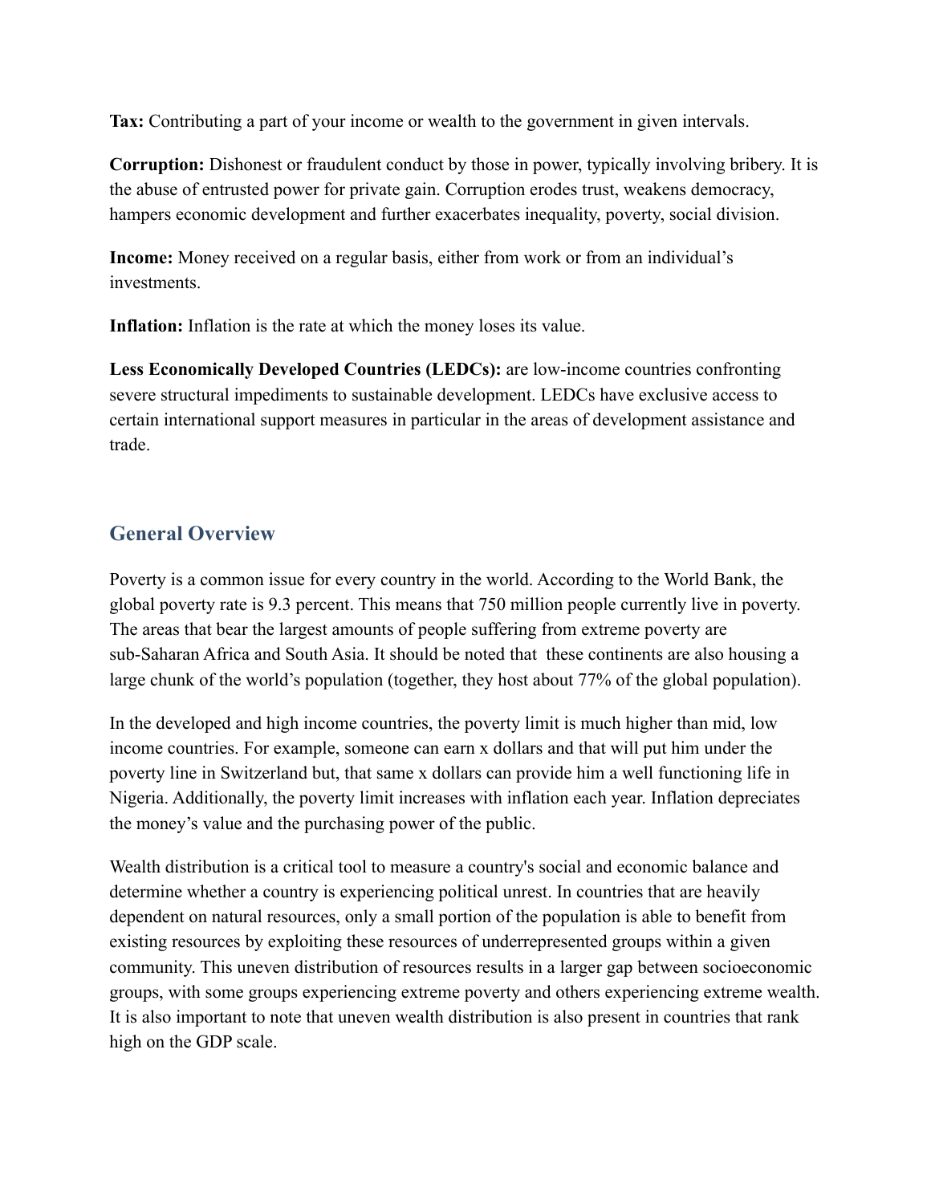**Tax:** Contributing a part of your income or wealth to the government in given intervals.

**Corruption:** Dishonest or fraudulent conduct by those in power, typically involving bribery. It is the abuse of entrusted power for private gain. Corruption erodes trust, weakens democracy, hampers economic development and further exacerbates inequality, poverty, social division.

**Income:** Money received on a regular basis, either from work or from an individual's investments.

**Inflation:** Inflation is the rate at which the money loses its value.

**Less Economically Developed Countries (LEDCs):** are low-income countries confronting severe structural impediments to sustainable development. LEDCs have exclusive access to certain international support measures in particular in the areas of development assistance and trade.

## General Overview

Poverty is a common issue for every country in the world. According to the World Bank, the global poverty rate is 9.3 percent. This means that 750 million people currently live in poverty. The areas that bear the largest amounts of people suffering from extreme poverty are sub-Saharan Africa and South Asia. It should be noted that these continents are also housing a large chunk of the world's population (together, they host about 77% of the global population).

In the developed and high income countries, the poverty limit is much higher than mid, low income countries. For example, someone can earn x dollars and that will put him under the poverty line in Switzerland but, that same x dollars can provide him a well functioning life in Nigeria. Additionally, the poverty limit increases with inflation each year. Inflation depreciates the money's value and the purchasing power of the public.

Wealth distribution is a critical tool to measure a country's social and economic balance and determine whether a country is experiencing political unrest. In countries that are heavily dependent on natural resources, only a small portion of the population is able to benefit from existing resources by exploiting these resources of underrepresented groups within a given community. This uneven distribution of resources results in a larger gap between socioeconomic groups, with some groups experiencing extreme poverty and others experiencing extreme wealth. It is also important to note that uneven wealth distribution is also present in countries that rank high on the GDP scale.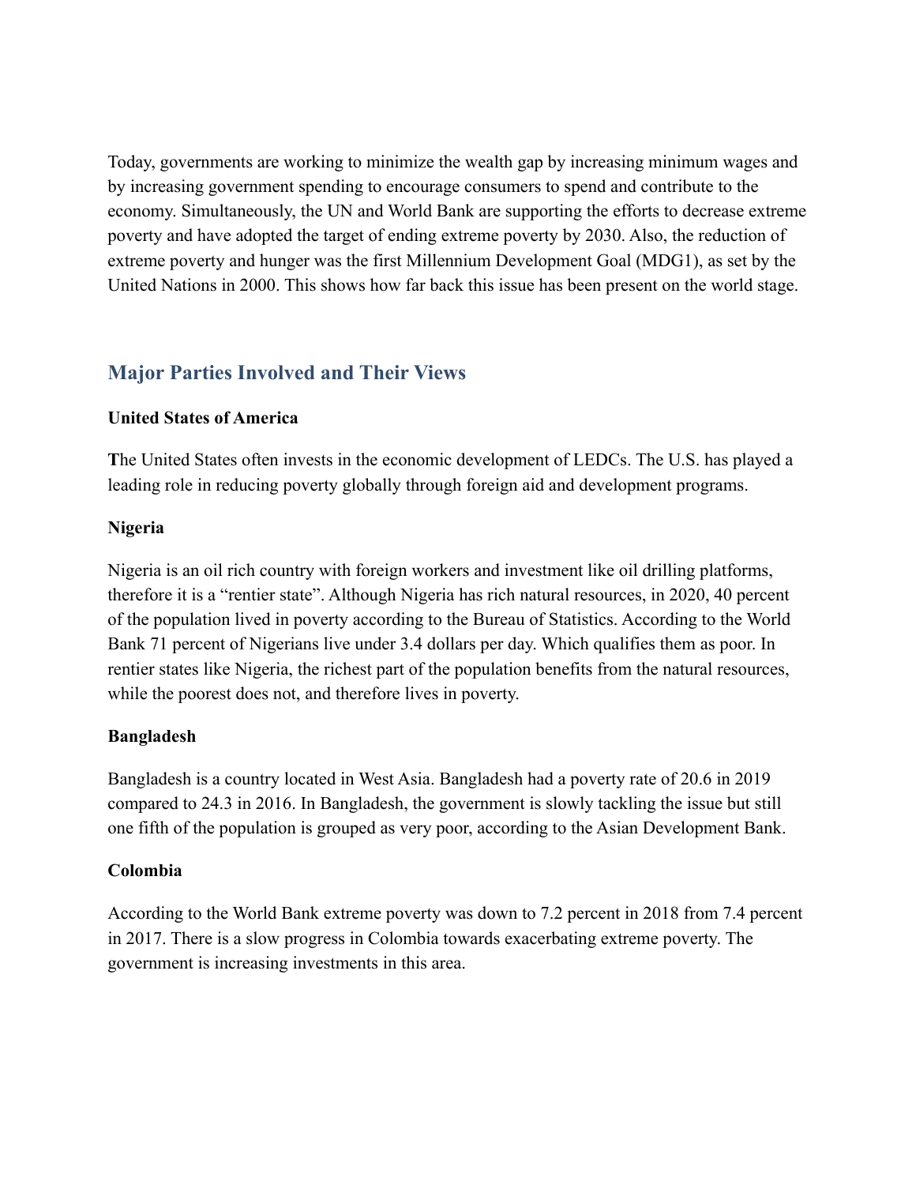Today, governments are working to minimize the wealth gap by increasing minimum wages and by increasing government spending to encourage consumers to spend and contribute to the economy. Simultaneously, the UN and World Bank are supporting the efforts to decrease extreme poverty and have adopted the target of ending extreme poverty by 2030. Also, the reduction of extreme poverty and hunger was the first Millennium Development Goal (MDG1), as set by the United Nations in 2000. This shows how far back this issue has been present on the world stage.

## Major Parties Involved and Their Views

**United States of America**

**T**he United States often invests in the economic development of LEDCs. The U.S. has played a leading role in reducing poverty globally through foreign aid and development programs.

**Nigeria**

Nigeria is an oil rich country with foreign workers and investment like oil drilling platforms, therefore it is a "rentier state". Although Nigeria has rich natural resources, in 2020, 40 percent of the population lived in poverty according to the Bureau of Statistics. According to the World Bank 71 percent of Nigerians live under 3.4 dollars per day. Which qualifies them as poor. In rentier states like Nigeria, the richest part of the population benefits from the natural resources, while the poorest does not, and therefore lives in poverty.

**Bangladesh**

Bangladesh is a country located in West Asia. Bangladesh had a poverty rate of 20.6 in 2019 compared to 24.3 in 2016. In Bangladesh, the government is slowly tackling the issue but still one fifth of the population is grouped as very poor, according to the Asian Development Bank.

**Colombia**

According to the World Bank extreme poverty was down to 7.2 percent in 2018 from 7.4 percent in 2017. There is a slow progress in Colombia towards exacerbating extreme poverty. The government is increasing investments in this area.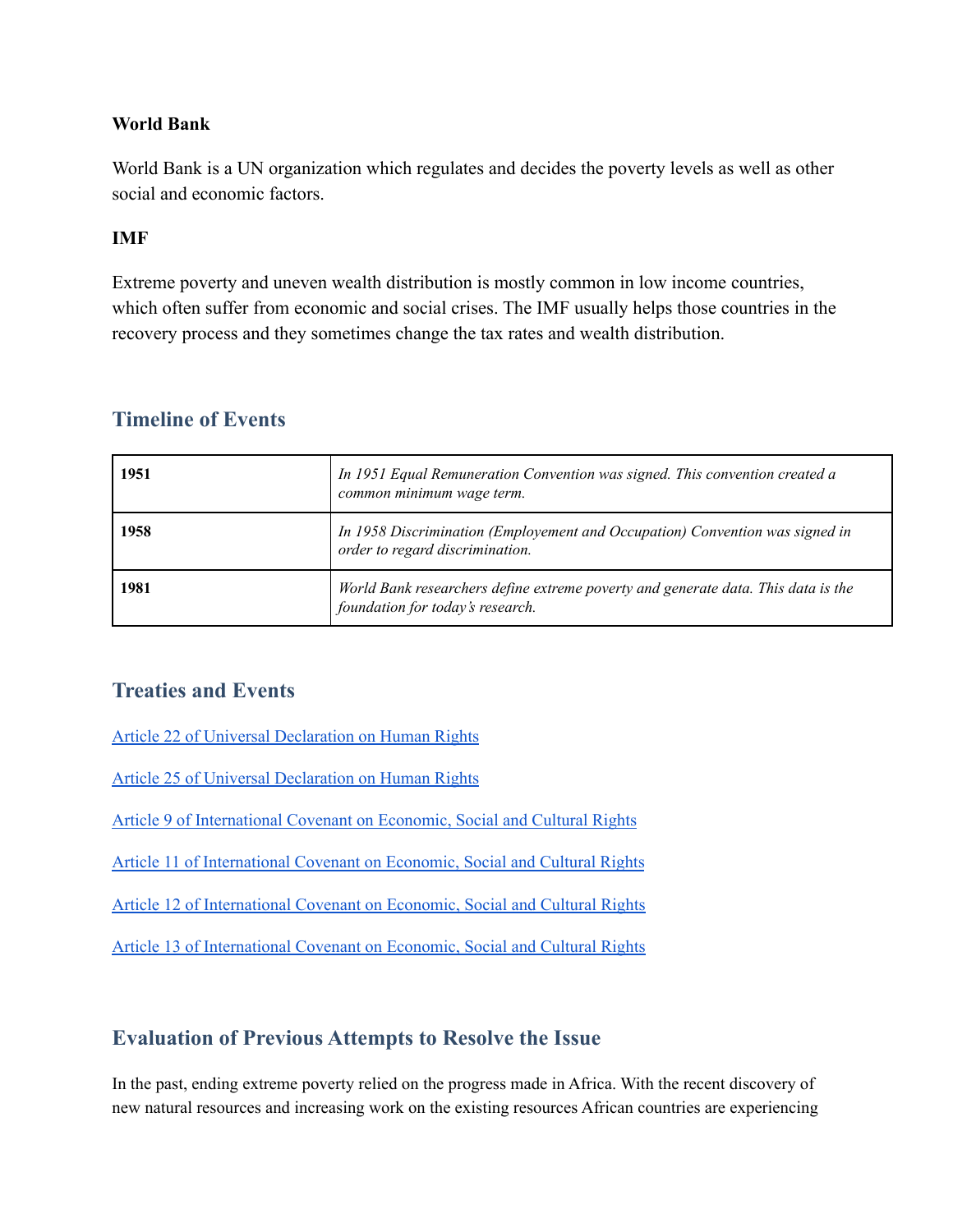**World Bank**

World Bank is a UN organization which regulates and decides the poverty levels as well as other social and economic factors.

**IMF**

Extreme poverty and uneven wealth distribution is mostly common in low income countries, which often suffer from economic and social crises. The IMF usually helps those countries in the recovery process and they sometimes change the tax rates and wealth distribution.

## Timeline of Events

| | |
|---|---|
| **1951** | *In 1951 Equal Remuneration Convention was signed. This convention created a common minimum wage term.* |
| **1958** | *In 1958 Discrimination (Employement and Occupation) Convention was signed in order to regard discrimination.* |
| **1981** | *World Bank researchers define extreme poverty and generate data. This data is the foundation for today's research.* |

## Treaties and Events

Article 22 of Universal Declaration on Human Rights

Article 25 of Universal Declaration on Human Rights

Article 9 of International Covenant on Economic, Social and Cultural Rights

Article 11 of International Covenant on Economic, Social and Cultural Rights

Article 12 of International Covenant on Economic, Social and Cultural Rights

Article 13 of International Covenant on Economic, Social and Cultural Rights

## Evaluation of Previous Attempts to Resolve the Issue

In the past, ending extreme poverty relied on the progress made in Africa. With the recent discovery of new natural resources and increasing work on the existing resources African countries are experiencing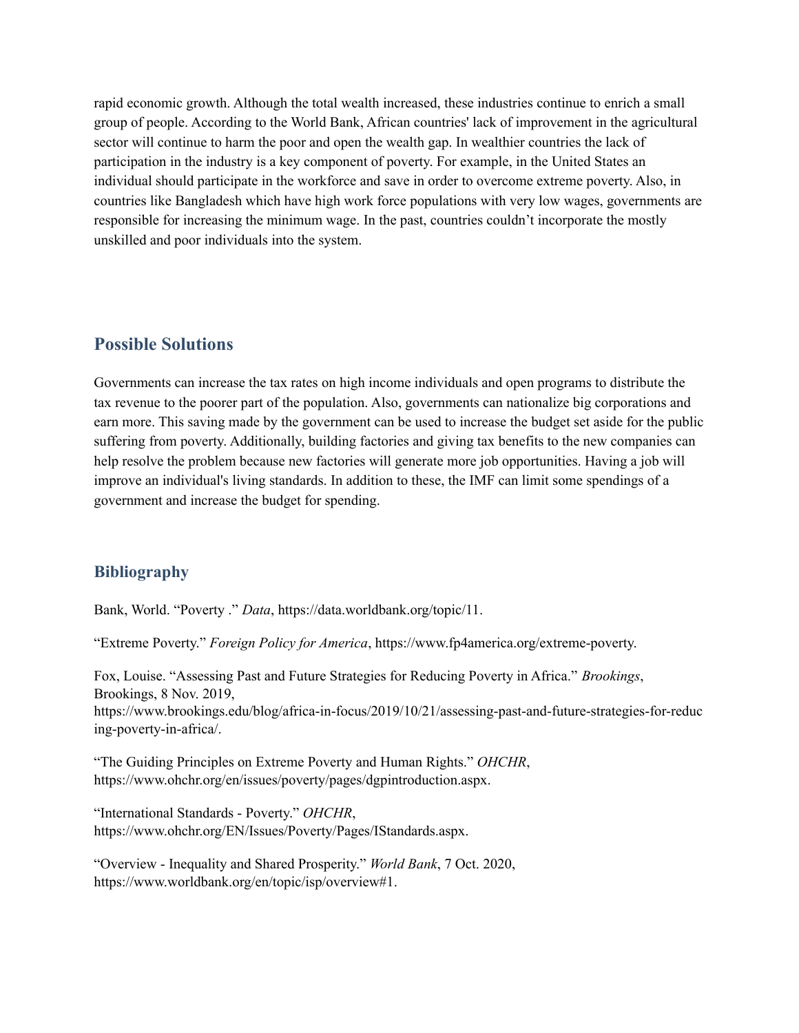rapid economic growth. Although the total wealth increased, these industries continue to enrich a small group of people. According to the World Bank, African countries' lack of improvement in the agricultural sector will continue to harm the poor and open the wealth gap. In wealthier countries the lack of participation in the industry is a key component of poverty. For example, in the United States an individual should participate in the workforce and save in order to overcome extreme poverty. Also, in countries like Bangladesh which have high work force populations with very low wages, governments are responsible for increasing the minimum wage. In the past, countries couldn't incorporate the mostly unskilled and poor individuals into the system.

## Possible Solutions

Governments can increase the tax rates on high income individuals and open programs to distribute the tax revenue to the poorer part of the population. Also, governments can nationalize big corporations and earn more. This saving made by the government can be used to increase the budget set aside for the public suffering from poverty. Additionally, building factories and giving tax benefits to the new companies can help resolve the problem because new factories will generate more job opportunities. Having a job will improve an individual's living standards. In addition to these, the IMF can limit some spendings of a government and increase the budget for spending.

## Bibliography

Bank, World. "Poverty ." *Data*, https://data.worldbank.org/topic/11.

"Extreme Poverty." *Foreign Policy for America*, https://www.fp4america.org/extreme-poverty.

Fox, Louise. "Assessing Past and Future Strategies for Reducing Poverty in Africa." *Brookings*, Brookings, 8 Nov. 2019, https://www.brookings.edu/blog/africa-in-focus/2019/10/21/assessing-past-and-future-strategies-for-reducing-poverty-in-africa/.

"The Guiding Principles on Extreme Poverty and Human Rights." *OHCHR*, https://www.ohchr.org/en/issues/poverty/pages/dgpintroduction.aspx.

"International Standards - Poverty." *OHCHR*, https://www.ohchr.org/EN/Issues/Poverty/Pages/IStandards.aspx.

"Overview - Inequality and Shared Prosperity." *World Bank*, 7 Oct. 2020, https://www.worldbank.org/en/topic/isp/overview#1.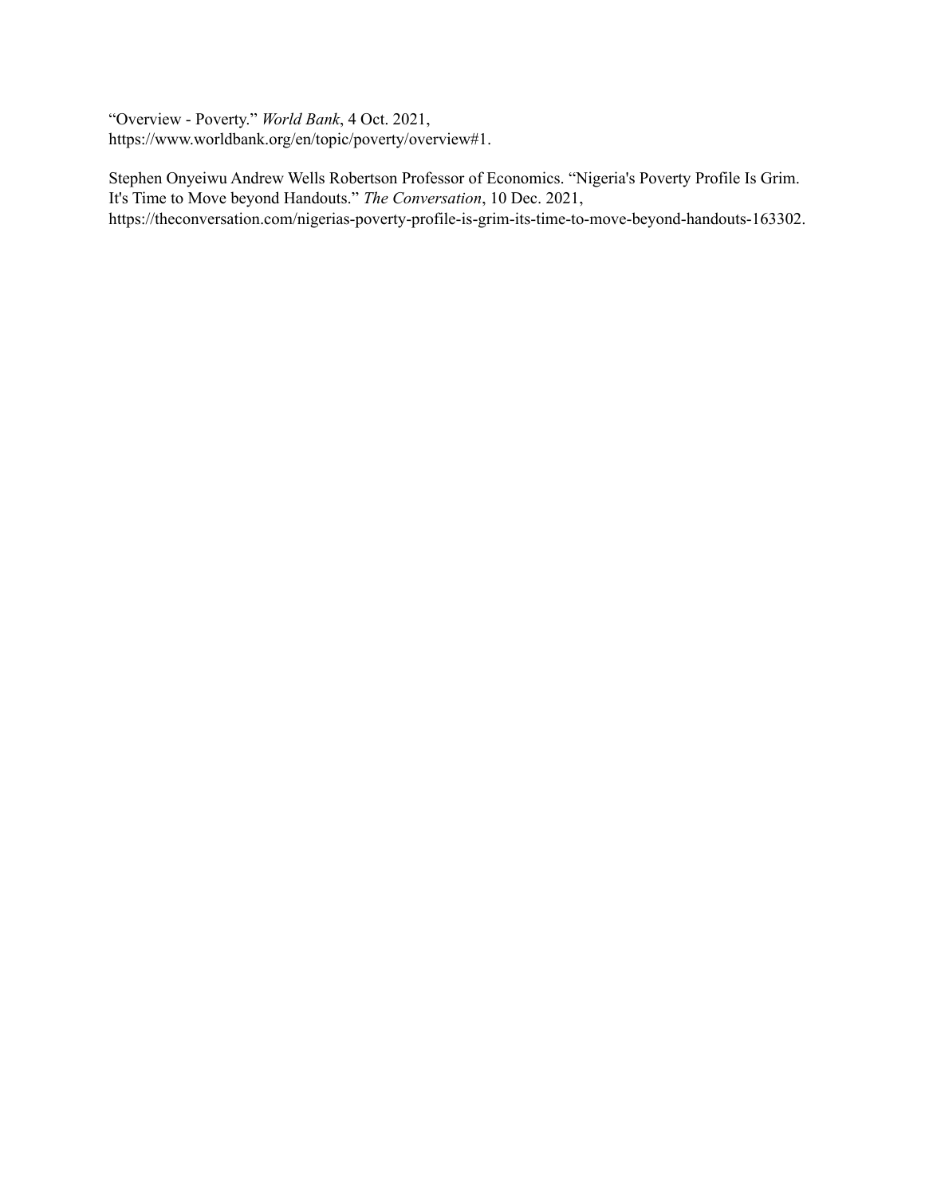"Overview - Poverty." *World Bank*, 4 Oct. 2021, https://www.worldbank.org/en/topic/poverty/overview#1.

Stephen Onyeiwu Andrew Wells Robertson Professor of Economics. "Nigeria's Poverty Profile Is Grim. It's Time to Move beyond Handouts." *The Conversation*, 10 Dec. 2021, https://theconversation.com/nigerias-poverty-profile-is-grim-its-time-to-move-beyond-handouts-163302.